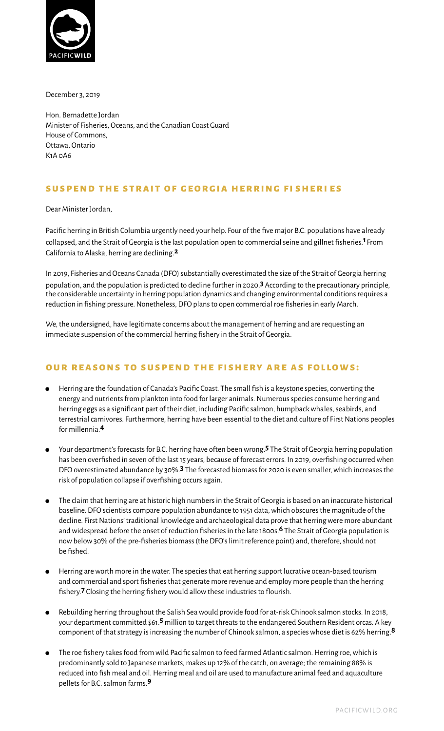December 3, 2019

Hon. Bernadette Jordan
Minister of Fisheries, Oceans, and the Canadian Coast Guard
House of Commons,
Ottawa, Ontario
K1A 0A6

## SUSPEND THE STRAIT OF GEORGIA HERRING FISHERIES

Dear Minister Jordan,

Pacific herring in British Columbia urgently need your help. Four of the five major B.C. populations have already collapsed, and the Strait of Georgia is the last population open to commercial seine and gillnet fisheries.[1] From California to Alaska, herring are declining.[2]

In 2019, Fisheries and Oceans Canada (DFO) substantially overestimated the size of the Strait of Georgia herring population, and the population is predicted to decline further in 2020.[3] According to the precautionary principle, the considerable uncertainty in herring population dynamics and changing environmental conditions requires a reduction in fishing pressure. Nonetheless, DFO plans to open commercial roe fisheries in early March.

We, the undersigned, have legitimate concerns about the management of herring and are requesting an immediate suspension of the commercial herring fishery in the Strait of Georgia.

## OUR REASONS TO SUSPEND THE FISHERY ARE AS FOLLOWS:

- Herring are the foundation of Canada's Pacific Coast. The small fish is a keystone species, converting the energy and nutrients from plankton into food for larger animals. Numerous species consume herring and herring eggs as a significant part of their diet, including Pacific salmon, humpback whales, seabirds, and terrestrial carnivores. Furthermore, herring have been essential to the diet and culture of First Nations peoples for millennia.[4]
- Your department's forecasts for B.C. herring have often been wrong.[5] The Strait of Georgia herring population has been overfished in seven of the last 15 years, because of forecast errors. In 2019, overfishing occurred when DFO overestimated abundance by 30%.[3] The forecasted biomass for 2020 is even smaller, which increases the risk of population collapse if overfishing occurs again.
- The claim that herring are at historic high numbers in the Strait of Georgia is based on an inaccurate historical baseline. DFO scientists compare population abundance to 1951 data, which obscures the magnitude of the decline. First Nations' traditional knowledge and archaeological data prove that herring were more abundant and widespread before the onset of reduction fisheries in the late 1800s.[6] The Strait of Georgia population is now below 30% of the pre-fisheries biomass (the DFO's limit reference point) and, therefore, should not be fished.
- Herring are worth more in the water. The species that eat herring support lucrative ocean-based tourism and commercial and sport fisheries that generate more revenue and employ more people than the herring fishery.[7] Closing the herring fishery would allow these industries to flourish.
- Rebuilding herring throughout the Salish Sea would provide food for at-risk Chinook salmon stocks. In 2018, your department committed $61.5 million to target threats to the endangered Southern Resident orcas. A key component of that strategy is increasing the number of Chinook salmon, a species whose diet is 62% herring.[8]
- The roe fishery takes food from wild Pacific salmon to feed farmed Atlantic salmon. Herring roe, which is predominantly sold to Japanese markets, makes up 12% of the catch, on average; the remaining 88% is reduced into fish meal and oil. Herring meal and oil are used to manufacture animal feed and aquaculture pellets for B.C. salmon farms.[9]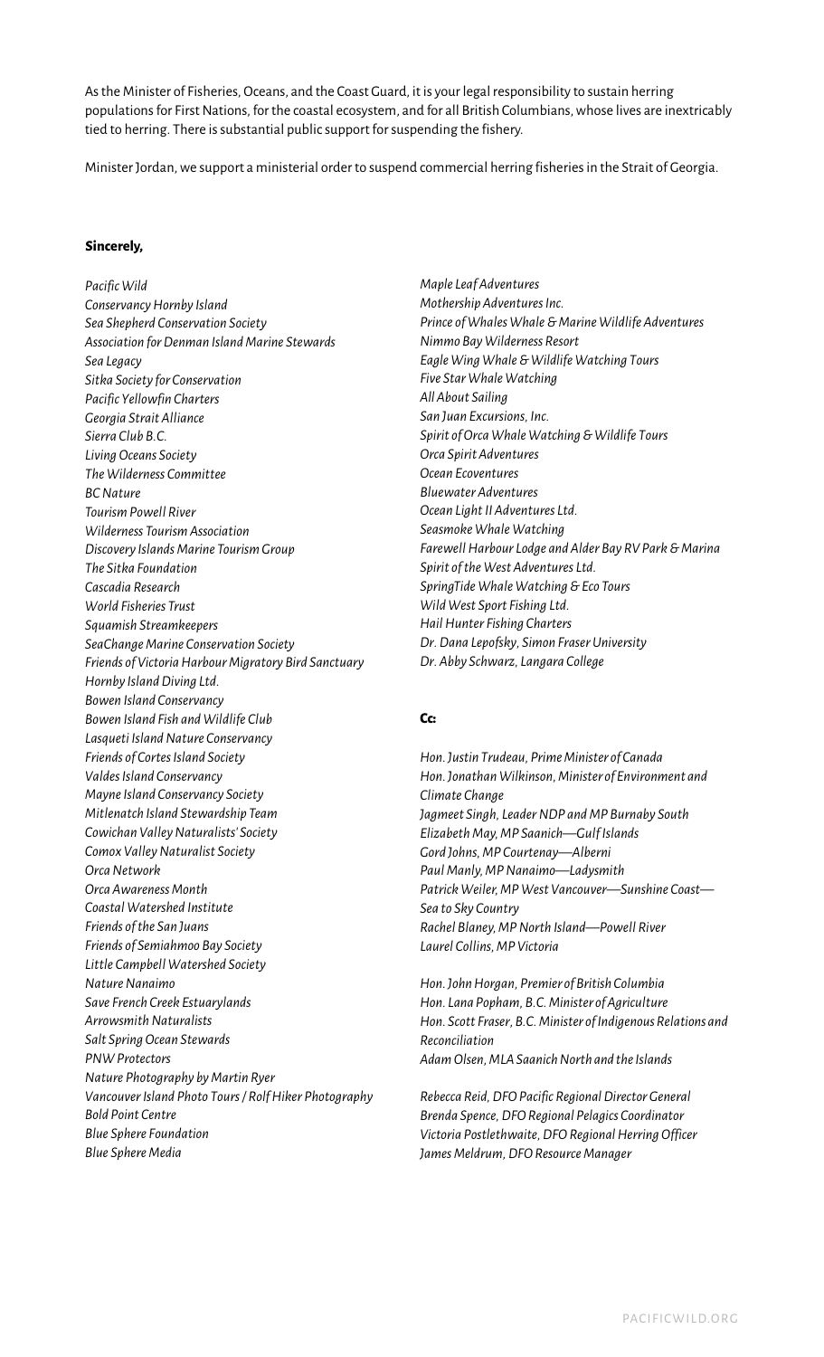As the Minister of Fisheries, Oceans, and the Coast Guard, it is your legal responsibility to sustain herring populations for First Nations, for the coastal ecosystem, and for all British Columbians, whose lives are inextricably tied to herring. There is substantial public support for suspending the fishery.

Minister Jordan, we support a ministerial order to suspend commercial herring fisheries in the Strait of Georgia.

**Sincerely,**

*Pacific Wild*
*Conservancy Hornby Island*
*Sea Shepherd Conservation Society*
*Association for Denman Island Marine Stewards*
*Sea Legacy*
*Sitka Society for Conservation*
*Pacific Yellowfin Charters*
*Georgia Strait Alliance*
*Sierra Club B.C.*
*Living Oceans Society*
*The Wilderness Committee*
*BC Nature*
*Tourism Powell River*
*Wilderness Tourism Association*
*Discovery Islands Marine Tourism Group*
*The Sitka Foundation*
*Cascadia Research*
*World Fisheries Trust*
*Squamish Streamkeepers*
*SeaChange Marine Conservation Society*
*Friends of Victoria Harbour Migratory Bird Sanctuary*
*Hornby Island Diving Ltd.*
*Bowen Island Conservancy*
*Bowen Island Fish and Wildlife Club*
*Lasqueti Island Nature Conservancy*
*Friends of Cortes Island Society*
*Valdes Island Conservancy*
*Mayne Island Conservancy Society*
*Mitlenatch Island Stewardship Team*
*Cowichan Valley Naturalists' Society*
*Comox Valley Naturalist Society*
*Orca Network*
*Orca Awareness Month*
*Coastal Watershed Institute*
*Friends of the San Juans*
*Friends of Semiahmoo Bay Society*
*Little Campbell Watershed Society*
*Nature Nanaimo*
*Save French Creek Estuarylands*
*Arrowsmith Naturalists*
*Salt Spring Ocean Stewards*
*PNW Protectors*
*Nature Photography by Martin Ryer*
*Vancouver Island Photo Tours / Rolf Hiker Photography*
*Bold Point Centre*
*Blue Sphere Foundation*
*Blue Sphere Media*
*Maple Leaf Adventures*
*Mothership Adventures Inc.*
*Prince of Whales Whale & Marine Wildlife Adventures*
*Nimmo Bay Wilderness Resort*
*Eagle Wing Whale & Wildlife Watching Tours*
*Five Star Whale Watching*
*All About Sailing*
*San Juan Excursions, Inc.*
*Spirit of Orca Whale Watching & Wildlife Tours*
*Orca Spirit Adventures*
*Ocean Ecoventures*
*Bluewater Adventures*
*Ocean Light II Adventures Ltd.*
*Seasmoke Whale Watching*
*Farewell Harbour Lodge and Alder Bay RV Park & Marina*
*Spirit of the West Adventures Ltd.*
*SpringTide Whale Watching & Eco Tours*
*Wild West Sport Fishing Ltd.*
*Hail Hunter Fishing Charters*
*Dr. Dana Lepofsky, Simon Fraser University*
*Dr. Abby Schwarz, Langara College*

**Cc:**

*Hon. Justin Trudeau, Prime Minister of Canada*
*Hon. Jonathan Wilkinson, Minister of Environment and Climate Change*
*Jagmeet Singh, Leader NDP and MP Burnaby South*
*Elizabeth May, MP Saanich—Gulf Islands*
*Gord Johns, MP Courtenay—Alberni*
*Paul Manly, MP Nanaimo—Ladysmith*
*Patrick Weiler, MP West Vancouver—Sunshine Coast—Sea to Sky Country*
*Rachel Blaney, MP North Island—Powell River*
*Laurel Collins, MP Victoria*

*Hon. John Horgan, Premier of British Columbia*
*Hon. Lana Popham, B.C. Minister of Agriculture*
*Hon. Scott Fraser, B.C. Minister of Indigenous Relations and Reconciliation*
*Adam Olsen, MLA Saanich North and the Islands*

*Rebecca Reid, DFO Pacific Regional Director General*
*Brenda Spence, DFO Regional Pelagics Coordinator*
*Victoria Postlethwaite, DFO Regional Herring Officer*
*James Meldrum, DFO Resource Manager*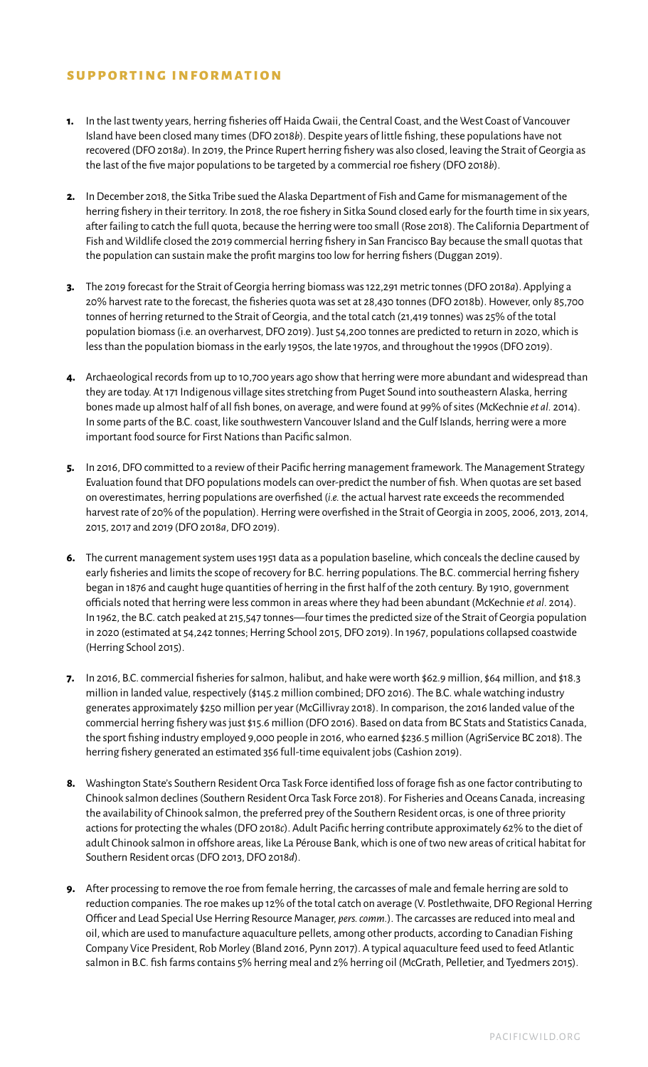## SUPPORTING INFORMATION

1. In the last twenty years, herring fisheries off Haida Gwaii, the Central Coast, and the West Coast of Vancouver Island have been closed many times (DFO 2018*b*). Despite years of little fishing, these populations have not recovered (DFO 2018*a*). In 2019, the Prince Rupert herring fishery was also closed, leaving the Strait of Georgia as the last of the five major populations to be targeted by a commercial roe fishery (DFO 2018*b*).

2. In December 2018, the Sitka Tribe sued the Alaska Department of Fish and Game for mismanagement of the herring fishery in their territory. In 2018, the roe fishery in Sitka Sound closed early for the fourth time in six years, after failing to catch the full quota, because the herring were too small (Rose 2018). The California Department of Fish and Wildlife closed the 2019 commercial herring fishery in San Francisco Bay because the small quotas that the population can sustain make the profit margins too low for herring fishers (Duggan 2019).

3. The 2019 forecast for the Strait of Georgia herring biomass was 122,291 metric tonnes (DFO 2018*a*). Applying a 20% harvest rate to the forecast, the fisheries quota was set at 28,430 tonnes (DFO 2018b). However, only 85,700 tonnes of herring returned to the Strait of Georgia, and the total catch (21,419 tonnes) was 25% of the total population biomass (i.e. an overharvest, DFO 2019). Just 54,200 tonnes are predicted to return in 2020, which is less than the population biomass in the early 1950s, the late 1970s, and throughout the 1990s (DFO 2019).

4. Archaeological records from up to 10,700 years ago show that herring were more abundant and widespread than they are today. At 171 Indigenous village sites stretching from Puget Sound into southeastern Alaska, herring bones made up almost half of all fish bones, on average, and were found at 99% of sites (McKechnie *et al*. 2014). In some parts of the B.C. coast, like southwestern Vancouver Island and the Gulf Islands, herring were a more important food source for First Nations than Pacific salmon.

5. In 2016, DFO committed to a review of their Pacific herring management framework. The Management Strategy Evaluation found that DFO populations models can over-predict the number of fish. When quotas are set based on overestimates, herring populations are overfished (*i.e.* the actual harvest rate exceeds the recommended harvest rate of 20% of the population). Herring were overfished in the Strait of Georgia in 2005, 2006, 2013, 2014, 2015, 2017 and 2019 (DFO 2018*a*, DFO 2019).

6. The current management system uses 1951 data as a population baseline, which conceals the decline caused by early fisheries and limits the scope of recovery for B.C. herring populations. The B.C. commercial herring fishery began in 1876 and caught huge quantities of herring in the first half of the 20th century. By 1910, government officials noted that herring were less common in areas where they had been abundant (McKechnie *et al*. 2014). In 1962, the B.C. catch peaked at 215,547 tonnes—four times the predicted size of the Strait of Georgia population in 2020 (estimated at 54,242 tonnes; Herring School 2015, DFO 2019). In 1967, populations collapsed coastwide (Herring School 2015).

7. In 2016, B.C. commercial fisheries for salmon, halibut, and hake were worth $62.9 million, $64 million, and $18.3 million in landed value, respectively ($145.2 million combined; DFO 2016). The B.C. whale watching industry generates approximately $250 million per year (McGillivray 2018). In comparison, the 2016 landed value of the commercial herring fishery was just $15.6 million (DFO 2016). Based on data from BC Stats and Statistics Canada, the sport fishing industry employed 9,000 people in 2016, who earned $236.5 million (AgriService BC 2018). The herring fishery generated an estimated 356 full-time equivalent jobs (Cashion 2019).

8. Washington State's Southern Resident Orca Task Force identified loss of forage fish as one factor contributing to Chinook salmon declines (Southern Resident Orca Task Force 2018). For Fisheries and Oceans Canada, increasing the availability of Chinook salmon, the preferred prey of the Southern Resident orcas, is one of three priority actions for protecting the whales (DFO 2018*c*). Adult Pacific herring contribute approximately 62% to the diet of adult Chinook salmon in offshore areas, like La Pérouse Bank, which is one of two new areas of critical habitat for Southern Resident orcas (DFO 2013, DFO 2018*d*).

9. After processing to remove the roe from female herring, the carcasses of male and female herring are sold to reduction companies. The roe makes up 12% of the total catch on average (V. Postlethwaite, DFO Regional Herring Officer and Lead Special Use Herring Resource Manager, *pers. comm*.). The carcasses are reduced into meal and oil, which are used to manufacture aquaculture pellets, among other products, according to Canadian Fishing Company Vice President, Rob Morley (Bland 2016, Pynn 2017). A typical aquaculture feed used to feed Atlantic salmon in B.C. fish farms contains 5% herring meal and 2% herring oil (McGrath, Pelletier, and Tyedmers 2015).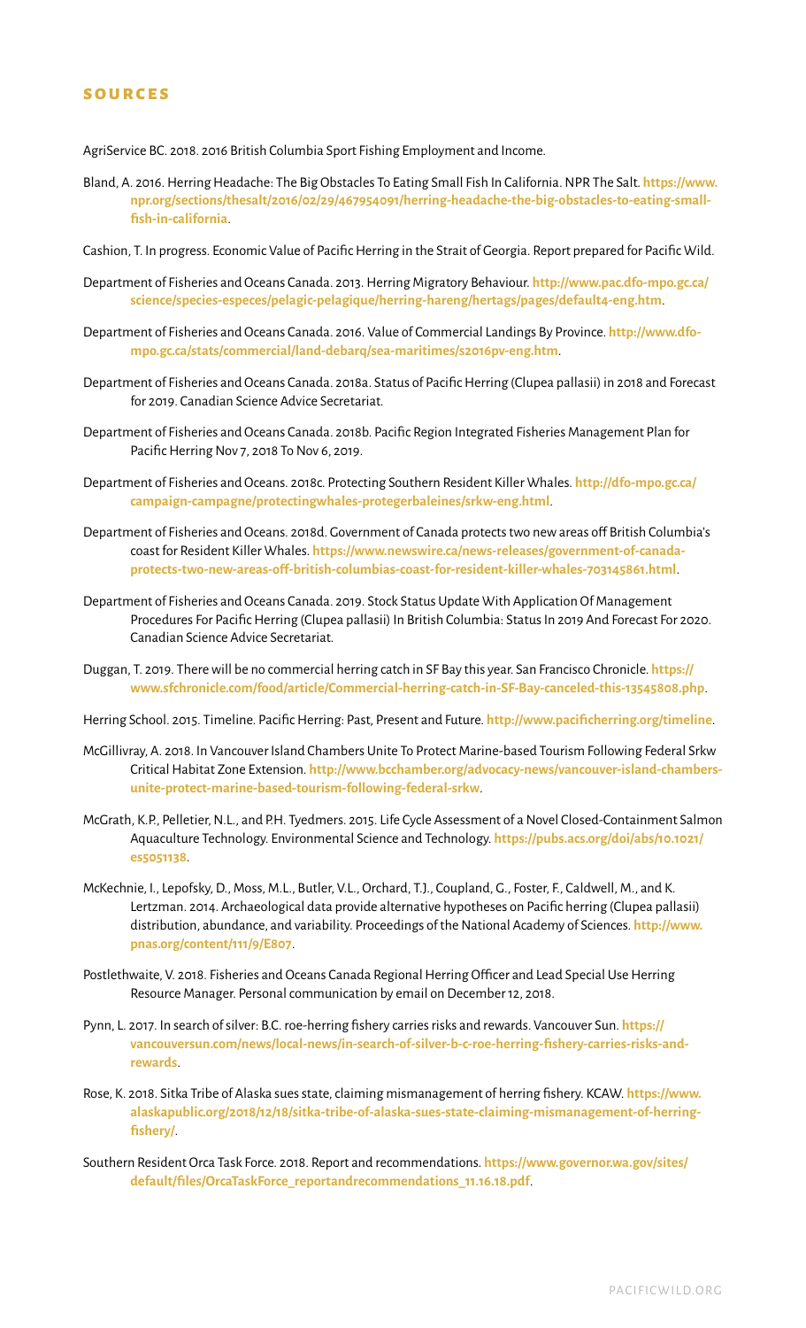## SOURCES

AgriService BC. 2018. 2016 British Columbia Sport Fishing Employment and Income.

Bland, A. 2016. Herring Headache: The Big Obstacles To Eating Small Fish In California. NPR The Salt. **https://www.npr.org/sections/thesalt/2016/02/29/467954091/herring-headache-the-big-obstacles-to-eating-small-fish-in-california**.

Cashion, T. In progress. Economic Value of Pacific Herring in the Strait of Georgia. Report prepared for Pacific Wild.

Department of Fisheries and Oceans Canada. 2013. Herring Migratory Behaviour. **http://www.pac.dfo-mpo.gc.ca/science/species-especes/pelagic-pelagique/herring-hareng/hertags/pages/default4-eng.htm**.

Department of Fisheries and Oceans Canada. 2016. Value of Commercial Landings By Province. **http://www.dfo-mpo.gc.ca/stats/commercial/land-debarq/sea-maritimes/s2016pv-eng.htm**.

Department of Fisheries and Oceans Canada. 2018a. Status of Pacific Herring (Clupea pallasii) in 2018 and Forecast for 2019. Canadian Science Advice Secretariat.

Department of Fisheries and Oceans Canada. 2018b. Pacific Region Integrated Fisheries Management Plan for Pacific Herring Nov 7, 2018 To Nov 6, 2019.

Department of Fisheries and Oceans. 2018c. Protecting Southern Resident Killer Whales. **http://dfo-mpo.gc.ca/campaign-campagne/protectingwhales-protegerbaleines/srkw-eng.html**.

Department of Fisheries and Oceans. 2018d. Government of Canada protects two new areas off British Columbia's coast for Resident Killer Whales. **https://www.newswire.ca/news-releases/government-of-canada-protects-two-new-areas-off-british-columbias-coast-for-resident-killer-whales-703145861.html**.

Department of Fisheries and Oceans Canada. 2019. Stock Status Update With Application Of Management Procedures For Pacific Herring (Clupea pallasii) In British Columbia: Status In 2019 And Forecast For 2020. Canadian Science Advice Secretariat.

Duggan, T. 2019. There will be no commercial herring catch in SF Bay this year. San Francisco Chronicle. **https://www.sfchronicle.com/food/article/Commercial-herring-catch-in-SF-Bay-canceled-this-13545808.php**.

Herring School. 2015. Timeline. Pacific Herring: Past, Present and Future. **http://www.pacificherring.org/timeline**.

McGillivray, A. 2018. In Vancouver Island Chambers Unite To Protect Marine-based Tourism Following Federal Srkw Critical Habitat Zone Extension. **http://www.bcchamber.org/advocacy-news/vancouver-island-chambers-unite-protect-marine-based-tourism-following-federal-srkw**.

McGrath, K.P., Pelletier, N.L., and P.H. Tyedmers. 2015. Life Cycle Assessment of a Novel Closed-Containment Salmon Aquaculture Technology. Environmental Science and Technology. **https://pubs.acs.org/doi/abs/10.1021/es5051138**.

McKechnie, I., Lepofsky, D., Moss, M.L., Butler, V.L., Orchard, T.J., Coupland, G., Foster, F., Caldwell, M., and K. Lertzman. 2014. Archaeological data provide alternative hypotheses on Pacific herring (Clupea pallasii) distribution, abundance, and variability. Proceedings of the National Academy of Sciences. **http://www.pnas.org/content/111/9/E807**.

Postlethwaite, V. 2018. Fisheries and Oceans Canada Regional Herring Officer and Lead Special Use Herring Resource Manager. Personal communication by email on December 12, 2018.

Pynn, L. 2017. In search of silver: B.C. roe-herring fishery carries risks and rewards. Vancouver Sun. **https://vancouversun.com/news/local-news/in-search-of-silver-b-c-roe-herring-fishery-carries-risks-and-rewards**.

Rose, K. 2018. Sitka Tribe of Alaska sues state, claiming mismanagement of herring fishery. KCAW. **https://www.alaskapublic.org/2018/12/18/sitka-tribe-of-alaska-sues-state-claiming-mismanagement-of-herring-fishery/**.

Southern Resident Orca Task Force. 2018. Report and recommendations. **https://www.governor.wa.gov/sites/default/files/OrcaTaskForce_reportandrecommendations_11.16.18.pdf**.